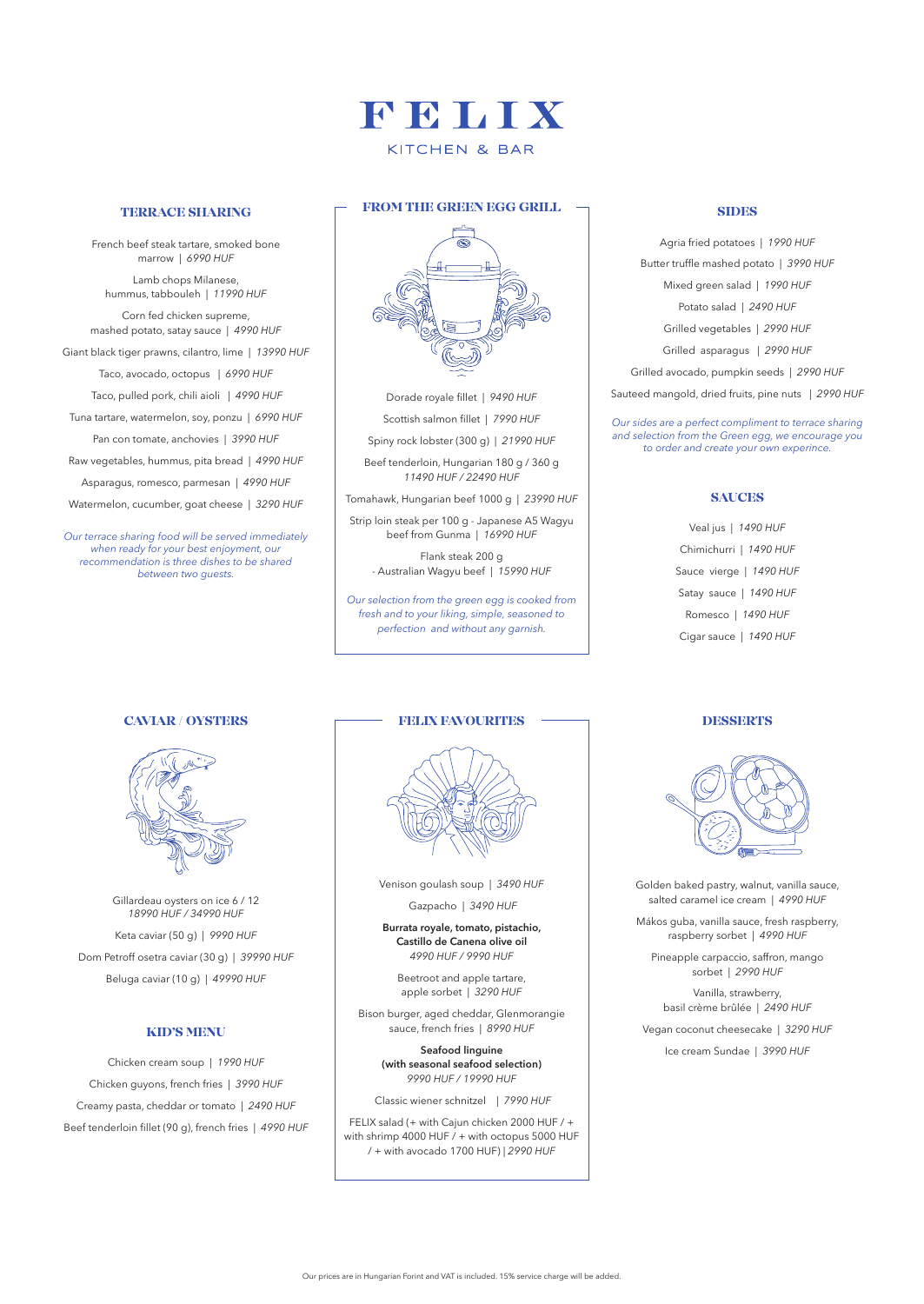# FELIX

KITCHEN & BAR

## TERRACE SHARING

French beef steak tartare, smoked bone marrow | *6990 HUF*

Lamb chops Milanese, hummus, tabbouleh | *11990 HUF*

Corn fed chicken supreme, mashed potato, satay sauce | *4990 HUF*

Giant black tiger prawns, cilantro, lime | *13990 HUF*

Taco, avocado, octopus | *6990 HUF*

Taco, pulled pork, chili aioli | *4990 HUF*

Tuna tartare, watermelon, soy, ponzu | *6990 HUF*

Pan con tomate, anchovies | *3990 HUF*

Raw vegetables, hummus, pita bread | *4990 HUF*

Asparagus, romesco, parmesan | *4990 HUF*

Watermelon, cucumber, goat cheese | *3290 HUF*

*Our terrace sharing food will be served immediately when ready for your best enjoyment, our recommendation is three dishes to be shared between two guests.*

## FROM THE GREEN EGG GRILL

Dorade royale fillet | *9490 HUF*

Scottish salmon fillet | *7990 HUF*

Spiny rock lobster (300 g) | *21990 HUF*

Beef tenderloin, Hungarian 180 g / 360 g
*11490 HUF / 22490 HUF*

Tomahawk, Hungarian beef 1000 g | *23990 HUF*

Strip loin steak per 100 g - Japanese A5 Wagyu beef from Gunma | *16990 HUF*

Flank steak 200 g
- Australian Wagyu beef | *15990 HUF*

*Our selection from the green egg is cooked from fresh and to your liking, simple, seasoned to perfection and without any garnish.*

## SIDES

Agria fried potatoes | *1990 HUF*

Butter truffle mashed potato | *3990 HUF*

Mixed green salad | *1990 HUF*

Potato salad | *2490 HUF*

Grilled vegetables | *2990 HUF*

Grilled asparagus | *2990 HUF*

Grilled avocado, pumpkin seeds | *2990 HUF*

Sauteed mangold, dried fruits, pine nuts | *2990 HUF*

*Our sides are a perfect compliment to terrace sharing and selection from the Green egg, we encourage you to order and create your own experince.*

## SAUCES

Veal jus | *1490 HUF*

Chimichurri | *1490 HUF*

Sauce vierge | *1490 HUF*

Satay sauce | *1490 HUF*

Romesco | *1490 HUF*

Cigar sauce | *1490 HUF*

## CAVIAR / OYSTERS

Gillardeau oysters on ice 6 / 12
*18990 HUF / 34990 HUF*

Keta caviar (50 g) | *9990 HUF*

Dom Petroff osetra caviar (30 g) | *39990 HUF*

Beluga caviar (10 g) | *49990 HUF*

## KID'S MENU

Chicken cream soup | *1990 HUF*

Chicken guyons, french fries | *3990 HUF*

Creamy pasta, cheddar or tomato | *2490 HUF*

Beef tenderloin fillet (90 g), french fries | *4990 HUF*

## FELIX FAVOURITES

Venison goulash soup | *3490 HUF*

Gazpacho | *3490 HUF*

**Burrata royale, tomato, pistachio, Castillo de Canena olive oil**
*4990 HUF / 9990 HUF*

Beetroot and apple tartare, apple sorbet | *3290 HUF*

Bison burger, aged cheddar, Glenmorangie sauce, french fries | *8990 HUF*

**Seafood linguine (with seasonal seafood selection)**
*9990 HUF / 19990 HUF*

Classic wiener schnitzel | *7990 HUF*

FELIX salad (+ with Cajun chicken 2000 HUF / + with shrimp 4000 HUF / + with octopus 5000 HUF / + with avocado 1700 HUF) | *2990 HUF*

## DESSERTS

Golden baked pastry, walnut, vanilla sauce, salted caramel ice cream | *4990 HUF*

Mákos guba, vanilla sauce, fresh raspberry, raspberry sorbet | *4990 HUF*

Pineapple carpaccio, saffron, mango sorbet | *2990 HUF*

Vanilla, strawberry, basil crème brûlée | *2490 HUF*

Vegan coconut cheesecake | *3290 HUF*

Ice cream Sundae | *3990 HUF*

Our prices are in Hungarian Forint and VAT is included. 15% service charge will be added.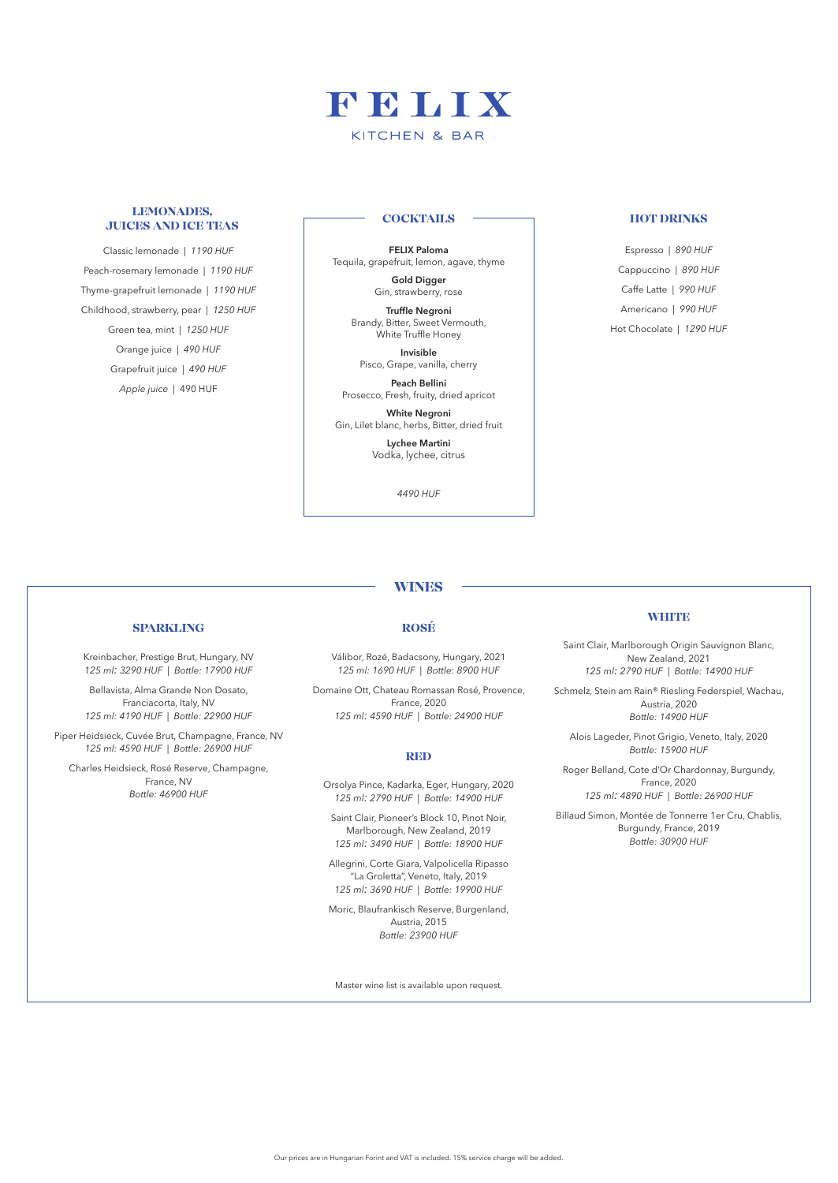# FELIX

KITCHEN & BAR

## LEMONADES, JUICES AND ICE TEAS

Classic lemonade | *1190 HUF*

Peach-rosemary lemonade | *1190 HUF*

Thyme-grapefruit lemonade | *1190 HUF*

Childhood, strawberry, pear | *1250 HUF*

Green tea, mint | *1250 HUF*

Orange juice | *490 HUF*

Grapefruit juice | *490 HUF*

*Apple juice* | 490 HUF

## COCKTAILS

**FELIX Paloma**
Tequila, grapefruit, lemon, agave, thyme

**Gold Digger**
Gin, strawberry, rose

**Truffle Negroni**
Brandy, Bitter, Sweet Vermouth, White Truffle Honey

**Invisible**
Pisco, Grape, vanilla, cherry

**Peach Bellini**
Prosecco, Fresh, fruity, dried apricot

**White Negroni**
Gin, Lilet blanc, herbs, Bitter, dried fruit

**Lychee Martini**
Vodka, lychee, citrus

*4490 HUF*

## HOT DRINKS

Espresso | *890 HUF*

Cappuccino | *890 HUF*

Caffe Latte | *990 HUF*

Americano | *990 HUF*

Hot Chocolate | *1290 HUF*

## WINES

### SPARKLING

Kreinbacher, Prestige Brut, Hungary, NV
*125 ml: 3290 HUF | Bottle: 17900 HUF*

Bellavista, Alma Grande Non Dosato, Franciacorta, Italy, NV
*125 ml: 4190 HUF | Bottle: 22900 HUF*

Piper Heidsieck, Cuvée Brut, Champagne, France, NV
*125 ml: 4590 HUF | Bottle: 26900 HUF*

Charles Heidsieck, Rosé Reserve, Champagne, France, NV
*Bottle: 46900 HUF*

### ROSÉ

Válibor, Rozé, Badacsony, Hungary, 2021
*125 ml: 1690 HUF | Bottle: 8900 HUF*

Domaine Ott, Chateau Romassan Rosé, Provence, France, 2020
*125 ml: 4590 HUF | Bottle: 24900 HUF*

### RED

Orsolya Pince, Kadarka, Eger, Hungary, 2020
*125 ml: 2790 HUF | Bottle: 14900 HUF*

Saint Clair, Pioneer's Block 10, Pinot Noir, Marlborough, New Zealand, 2019
*125 ml: 3490 HUF | Bottle: 18900 HUF*

Allegrini, Corte Giara, Valpolicella Ripasso "La Groletta", Veneto, Italy, 2019
*125 ml: 3690 HUF | Bottle: 19900 HUF*

Moric, Blaufrankisch Reserve, Burgenland, Austria, 2015
*Bottle: 23900 HUF*

### WHITE

Saint Clair, Marlborough Origin Sauvignon Blanc, New Zealand, 2021
*125 ml: 2790 HUF | Bottle: 14900 HUF*

Schmelz, Stein am Rain® Riesling Federspiel, Wachau, Austria, 2020
*Bottle: 14900 HUF*

Alois Lageder, Pinot Grigio, Veneto, Italy, 2020
*Bottle: 15900 HUF*

Roger Belland, Cote d'Or Chardonnay, Burgundy, France, 2020
*125 ml: 4890 HUF | Bottle: 26900 HUF*

Billaud Simon, Montée de Tonnerre 1er Cru, Chablis, Burgundy, France, 2019
*Bottle: 30900 HUF*

Master wine list is available upon request.

Our prices are in Hungarian Forint and VAT is included. 15% service charge will be added.